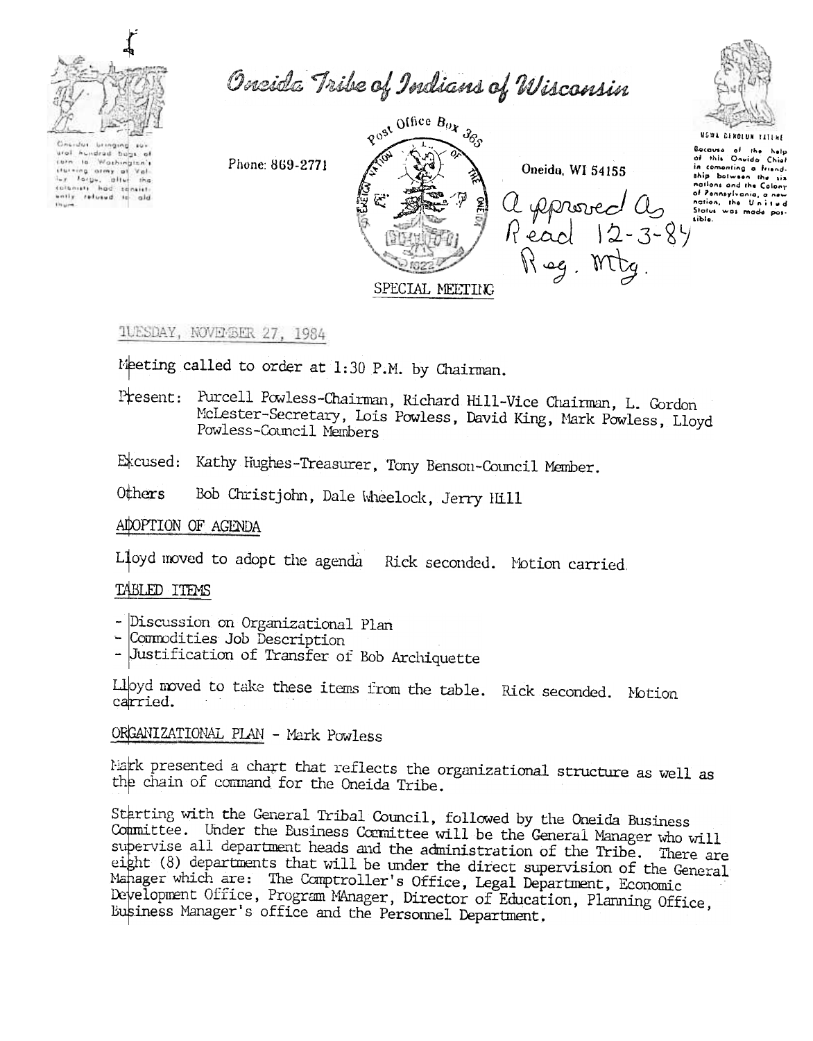# Oneida Tribe of Indians of Wisconsin

Phone: 869-2771

Post Office Box 365

Oneida, WI 54155

Approved as Read 12-3-84 Reg. Mtg.

SPECIAL MEETING

TUESDAY, NOVEMBER 27, 1984

Meeting called to order at 1:30 P.M. by Chairman.

Present: Purcell Powless-Chairman, Richard Hill-Vice Chairman, L. Gordon McLester-Secretary, Lois Powless, David King, Mark Powless, Lloyd Powless-Council Members

Excused: Kathy Hughes-Treasurer, Tony Benson-Council Member.

Others Bob Christjohn, Dale Wheelock, Jerry Hill

## ADOPTION OF AGENDA

Lloyd moved to adopt the agenda Rick seconded. Motion carried.

## TABLED ITEMS

- Discussion on Organizational Plan
- Commodities Job Description
- Justification of Transfer of Bob Archiquette

Lloyd moved to take these items from the table. Rick seconded. Motion carried.

## ORGANIZATIONAL PLAN - Mark Powless

Mark presented a chart that reflects the organizational structure as well as the chain of command for the Oneida Tribe.

Starting with the General Tribal Council, followed by the Oneida Business Committee. Under the Business Committee will be the General Manager who will supervise all department heads and the administration of the Tribe. There are eight (8) departments that will be under the direct supervision of the General Manager which are: The Comptroller's Office, Legal Department, Economic Development Office, Program MAnager, Director of Education, Planning Office, Business Manager's office and the Personnel Department.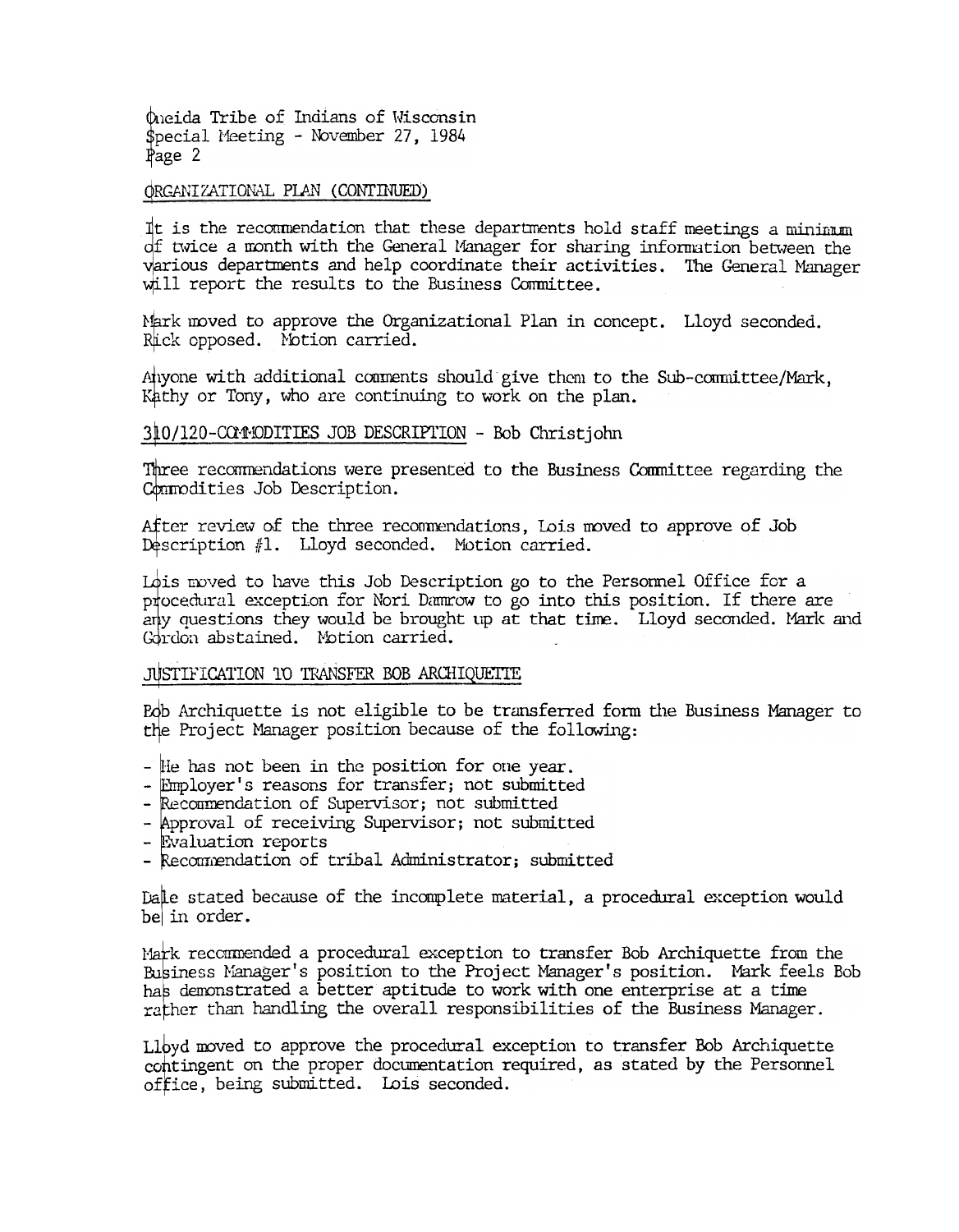## ORGANIZATIONAL PLAN (CONTINUED)

It is the recommendation that these departments hold staff meetings a minimum of twice a month with the General Manager for sharing information between the various departments and help coordinate their activities. The General Manager will report the results to the Business Committee.

Mark moved to approve the Organizational Plan in concept. Lloyd seconded. Rick opposed. Motion carried.

Anyone with additional comments should give them to the Sub-committee/Mark, Kathy or Tony, who are continuing to work on the plan.

## 310/120-COMMODITIES JOB DESCRIPTION - Bob Christjohn

Three recommendations were presented to the Business Committee regarding the Commodities Job Description.

After review of the three recommendations, Lois moved to approve of Job Description #1. Lloyd seconded. Motion carried.

Lois moved to have this Job Description go to the Personnel Office for a procedural exception for Nori Damrow to go into this position. If there are any questions they would be brought up at that time. Lloyd seconded. Mark and Gordon abstained. Motion carried.

## JUSTIFICATION TO TRANSFER BOB ARCHIQUETTE

Bob Archiquette is not eligible to be transferred form the Business Manager to the Project Manager position because of the following:

- He has not been in the position for one year.
- Employer's reasons for transfer; not submitted
- Recommendation of Supervisor; not submitted
- Approval of receiving Supervisor; not submitted
- Evaluation reports
- Recommendation of tribal Administrator; submitted

Dale stated because of the incomplete material, a procedural exception would be in order.

Mark recommended a procedural exception to transfer Bob Archiquette from the Business Manager's position to the Project Manager's position. Mark feels Bob has demonstrated a better aptitude to work with one enterprise at a time rather than handling the overall responsibilities of the Business Manager.

Lloyd moved to approve the procedural exception to transfer Bob Archiquette contingent on the proper documentation required, as stated by the Personnel office, being submitted. Lois seconded.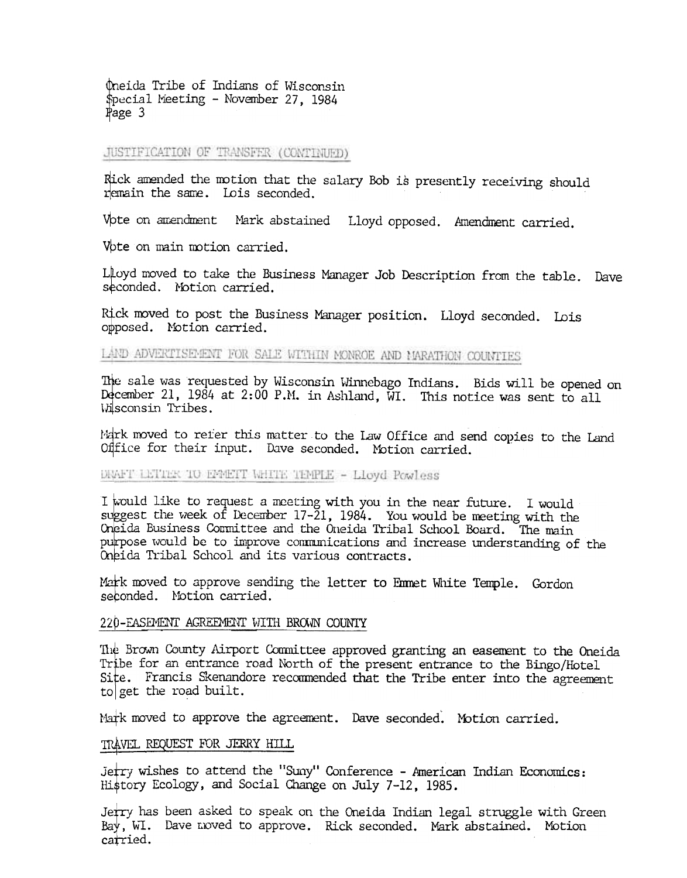Oneida Tribe of Indians of Wisconsin
Special Meeting - November 27, 1984
Page 3

JUSTIFICATION OF TRANSFER (CONTINUED)

Rick amended the motion that the salary Bob is presently receiving should remain the same. Lois seconded.

Vote on amendment Mark abstained Lloyd opposed. Amendment carried.

Vote on main motion carried.

Lloyd moved to take the Business Manager Job Description from the table. Dave seconded. Motion carried.

Rick moved to post the Business Manager position. Lloyd seconded. Lois opposed. Motion carried.

LAND ADVERTISEMENT FOR SALE WITHIN MONROE AND MARATHON COUNTIES

The sale was requested by Wisconsin Winnebago Indians. Bids will be opened on December 21, 1984 at 2:00 P.M. in Ashland, WI. This notice was sent to all Wisconsin Tribes.

Mark moved to refer this matter to the Law Office and send copies to the Land Office for their input. Dave seconded. Motion carried.

DRAFT LETTER TO EMMETT WHITE TEMPLE - Lloyd Powless

I would like to request a meeting with you in the near future. I would suggest the week of December 17-21, 1984. You would be meeting with the Oneida Business Committee and the Oneida Tribal School Board. The main purpose would be to improve communications and increase understanding of the Oneida Tribal School and its various contracts.

Mark moved to approve sending the letter to Emmet White Temple. Gordon seconded. Motion carried.

220-EASEMENT AGREEMENT WITH BROWN COUNTY

The Brown County Airport Committee approved granting an easement to the Oneida Tribe for an entrance road North of the present entrance to the Bingo/Hotel Site. Francis Skenandore recommended that the Tribe enter into the agreement to get the road built.

Mark moved to approve the agreement. Dave seconded. Motion carried.

TRAVEL REQUEST FOR JERRY HILL

Jerry wishes to attend the "Suny" Conference - American Indian Economics: History Ecology, and Social Change on July 7-12, 1985.

Jerry has been asked to speak on the Oneida Indian legal struggle with Green Bay, WI. Dave moved to approve. Rick seconded. Mark abstained. Motion carried.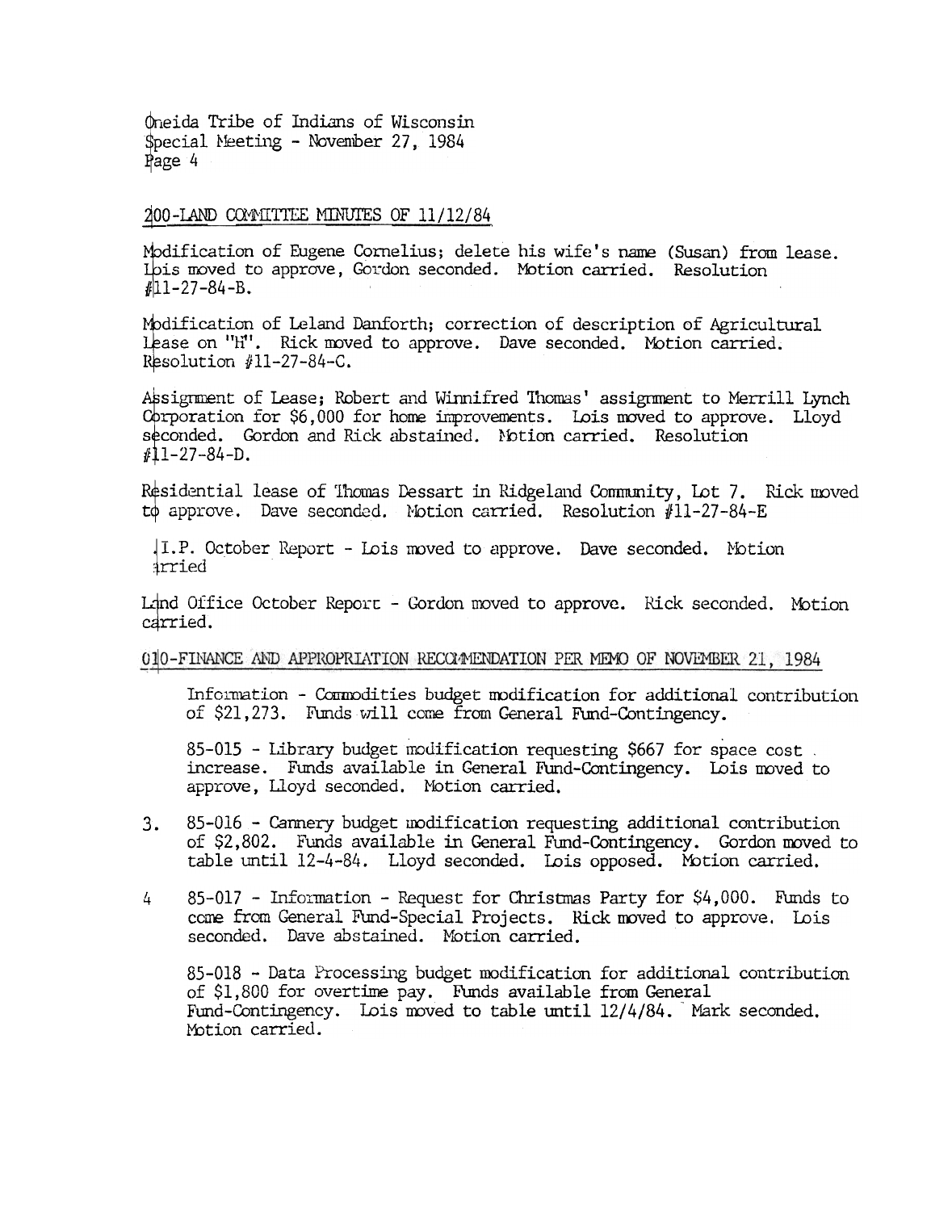Oneida Tribe of Indians of Wisconsin
Special Meeting - November 27, 1984
Page 4

200-LAND COMMITTEE MINUTES OF 11/12/84

Modification of Eugene Cornelius; delete his wife's name (Susan) from lease. Lois moved to approve, Gordon seconded. Motion carried. Resolution #11-27-84-B.

Modification of Leland Danforth; correction of description of Agricultural Lease on "H". Rick moved to approve. Dave seconded. Motion carried. Resolution #11-27-84-C.

Assignment of Lease; Robert and Winnifred Thomas' assignment to Merrill Lynch Corporation for $6,000 for home improvements. Lois moved to approve. Lloyd seconded. Gordon and Rick abstained. Motion carried. Resolution #11-27-84-D.

Residential lease of Thomas Dessart in Ridgeland Community, Lot 7. Rick moved to approve. Dave seconded. Motion carried. Resolution #11-27-84-E

I.P. October Report - Lois moved to approve. Dave seconded. Motion carried

Land Office October Report - Gordon moved to approve. Rick seconded. Motion carried.

010-FINANCE AND APPROPRIATION RECOMMENDATION PER MEMO OF NOVEMBER 21, 1984

Information - Commodities budget modification for additional contribution of $21,273. Funds will come from General Fund-Contingency.

85-015 - Library budget modification requesting $667 for space cost increase. Funds available in General Fund-Contingency. Lois moved to approve, Lloyd seconded. Motion carried.

3. 85-016 - Cannery budget modification requesting additional contribution of $2,802. Funds available in General Fund-Contingency. Gordon moved to table until 12-4-84. Lloyd seconded. Lois opposed. Motion carried.

4 85-017 - Information - Request for Christmas Party for $4,000. Funds to come from General Fund-Special Projects. Rick moved to approve. Lois seconded. Dave abstained. Motion carried.

85-018 - Data Processing budget modification for additional contribution of $1,800 for overtime pay. Funds available from General Fund-Contingency. Lois moved to table until 12/4/84. Mark seconded. Motion carried.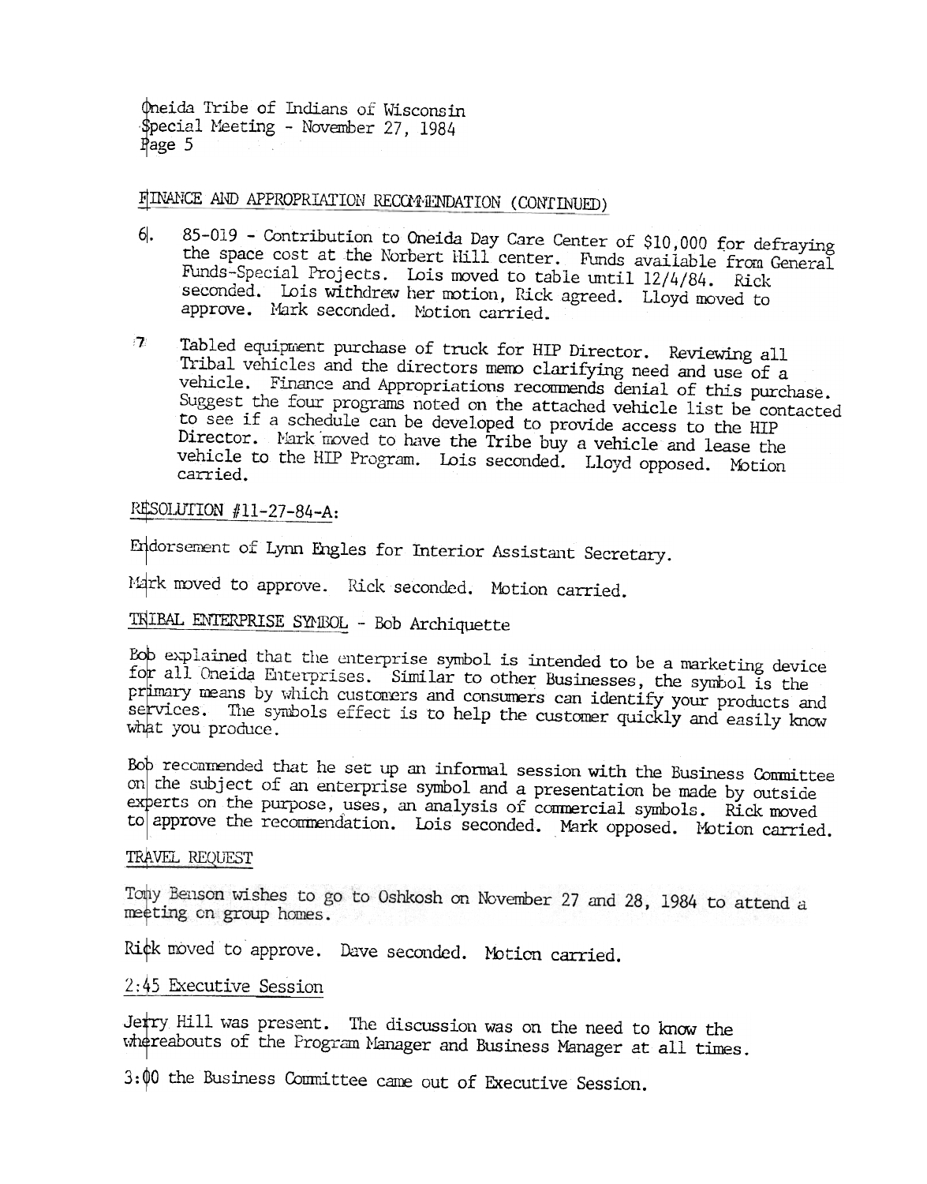Oneida Tribe of Indians of Wisconsin
Special Meeting - November 27, 1984

## FINANCE AND APPROPRIATION RECOMMENDATION (CONTINUED)

6. 85-019 - Contribution to Oneida Day Care Center of $10,000 for defraying the space cost at the Norbert Hill center. Funds available from General Funds-Special Projects. Lois moved to table until 12/4/84. Rick seconded. Lois withdrew her motion, Rick agreed. Lloyd moved to approve. Mark seconded. Motion carried.

7. Tabled equipment purchase of truck for HIP Director. Reviewing all Tribal vehicles and the directors memo clarifying need and use of a vehicle. Finance and Appropriations recommends denial of this purchase. Suggest the four programs noted on the attached vehicle list be contacted to see if a schedule can be developed to provide access to the HIP Director. Mark moved to have the Tribe buy a vehicle and lease the vehicle to the HIP Program. Lois seconded. Lloyd opposed. Motion carried.

## RESOLUTION #11-27-84-A:

Endorsement of Lynn Engles for Interior Assistant Secretary.

Mark moved to approve. Rick seconded. Motion carried.

## TRIBAL ENTERPRISE SYMBOL - Bob Archiquette

Bob explained that the enterprise symbol is intended to be a marketing device for all Oneida Enterprises. Similar to other Businesses, the symbol is the primary means by which customers and consumers can identify your products and services. The symbols effect is to help the customer quickly and easily know what you produce.

Bob recommended that he set up an informal session with the Business Committee on the subject of an enterprise symbol and a presentation be made by outside experts on the purpose, uses, an analysis of commercial symbols. Rick moved to approve the recommendation. Lois seconded. Mark opposed. Motion carried.

## TRAVEL REQUEST

Tony Benson wishes to go to Oshkosh on November 27 and 28, 1984 to attend a meeting on group homes.

Rick moved to approve. Dave seconded. Motion carried.

## 2:45 Executive Session

Jerry Hill was present. The discussion was on the need to know the whereabouts of the Program Manager and Business Manager at all times.

3:00 the Business Committee came out of Executive Session.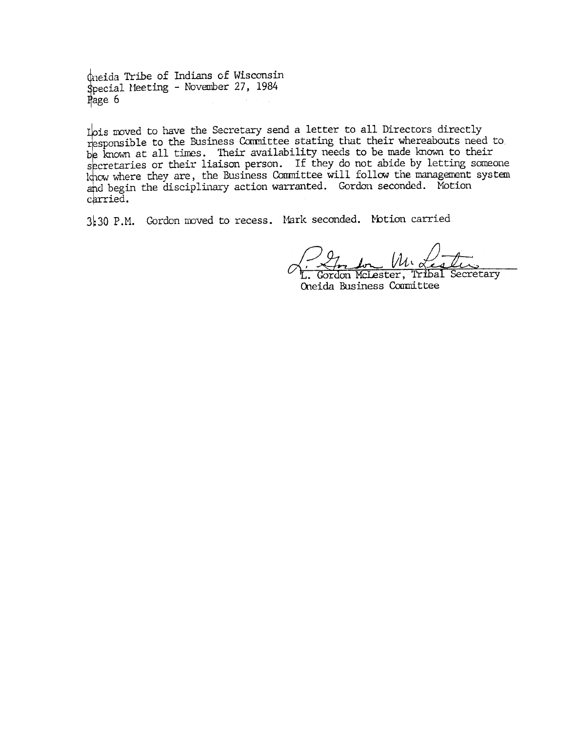Lois moved to have the Secretary send a letter to all Directors directly responsible to the Business Committee stating that their whereabouts need to be known at all times. Their availability needs to be made known to their secretaries or their liaison person. If they do not abide by letting someone know where they are, the Business Committee will follow the management system and begin the disciplinary action warranted. Gordon seconded. Motion carried.

3:30 P.M. Gordon moved to recess. Mark seconded. Motion carried

L. Gordon McLester, Tribal Secretary
Oneida Business Committee